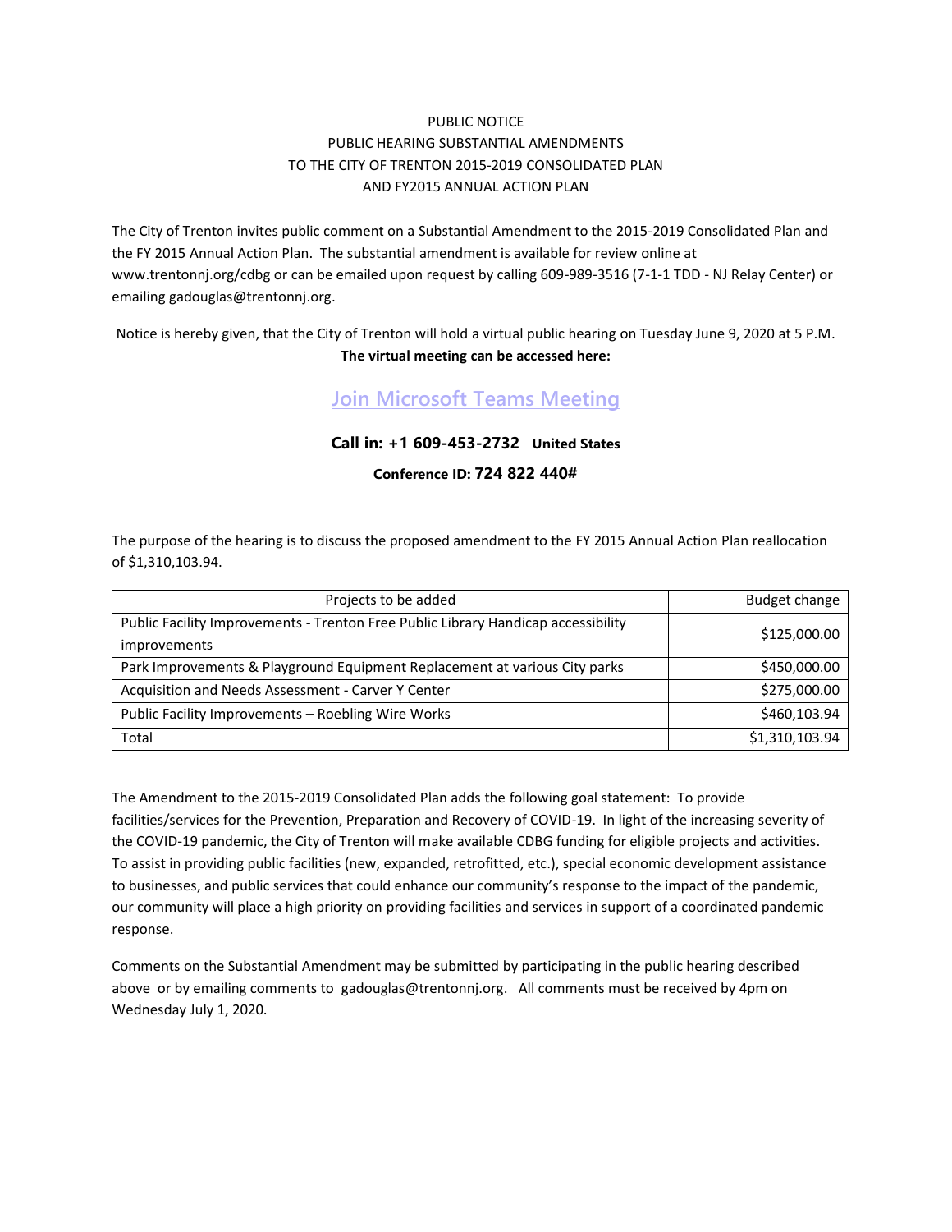# PUBLIC NOTICE
## PUBLIC HEARING SUBSTANTIAL AMENDMENTS TO THE CITY OF TRENTON 2015-2019 CONSOLIDATED PLAN AND FY2015 ANNUAL ACTION PLAN

The City of Trenton invites public comment on a Substantial Amendment to the 2015-2019 Consolidated Plan and the FY 2015 Annual Action Plan. The substantial amendment is available for review online at www.trentonnj.org/cdbg or can be emailed upon request by calling 609-989-3516 (7-1-1 TDD - NJ Relay Center) or emailing gadouglas@trentonnj.org.

Notice is hereby given, that the City of Trenton will hold a virtual public hearing on Tuesday June 9, 2020 at 5 P.M. **The virtual meeting can be accessed here:**

**Join Microsoft Teams Meeting**

**Call in: +1 609-453-2732 United States**

**Conference ID: 724 822 440#**

The purpose of the hearing is to discuss the proposed amendment to the FY 2015 Annual Action Plan reallocation of $1,310,103.94.

| Projects to be added | Budget change |
|---|---|
| Public Facility Improvements - Trenton Free Public Library Handicap accessibility improvements | $125,000.00 |
| Park Improvements & Playground Equipment Replacement at various City parks | $450,000.00 |
| Acquisition and Needs Assessment - Carver Y Center | $275,000.00 |
| Public Facility Improvements – Roebling Wire Works | $460,103.94 |
| Total | $1,310,103.94 |

The Amendment to the 2015-2019 Consolidated Plan adds the following goal statement: To provide facilities/services for the Prevention, Preparation and Recovery of COVID-19. In light of the increasing severity of the COVID-19 pandemic, the City of Trenton will make available CDBG funding for eligible projects and activities. To assist in providing public facilities (new, expanded, retrofitted, etc.), special economic development assistance to businesses, and public services that could enhance our community's response to the impact of the pandemic, our community will place a high priority on providing facilities and services in support of a coordinated pandemic response.

Comments on the Substantial Amendment may be submitted by participating in the public hearing described above or by emailing comments to gadouglas@trentonnj.org. All comments must be received by 4pm on Wednesday July 1, 2020.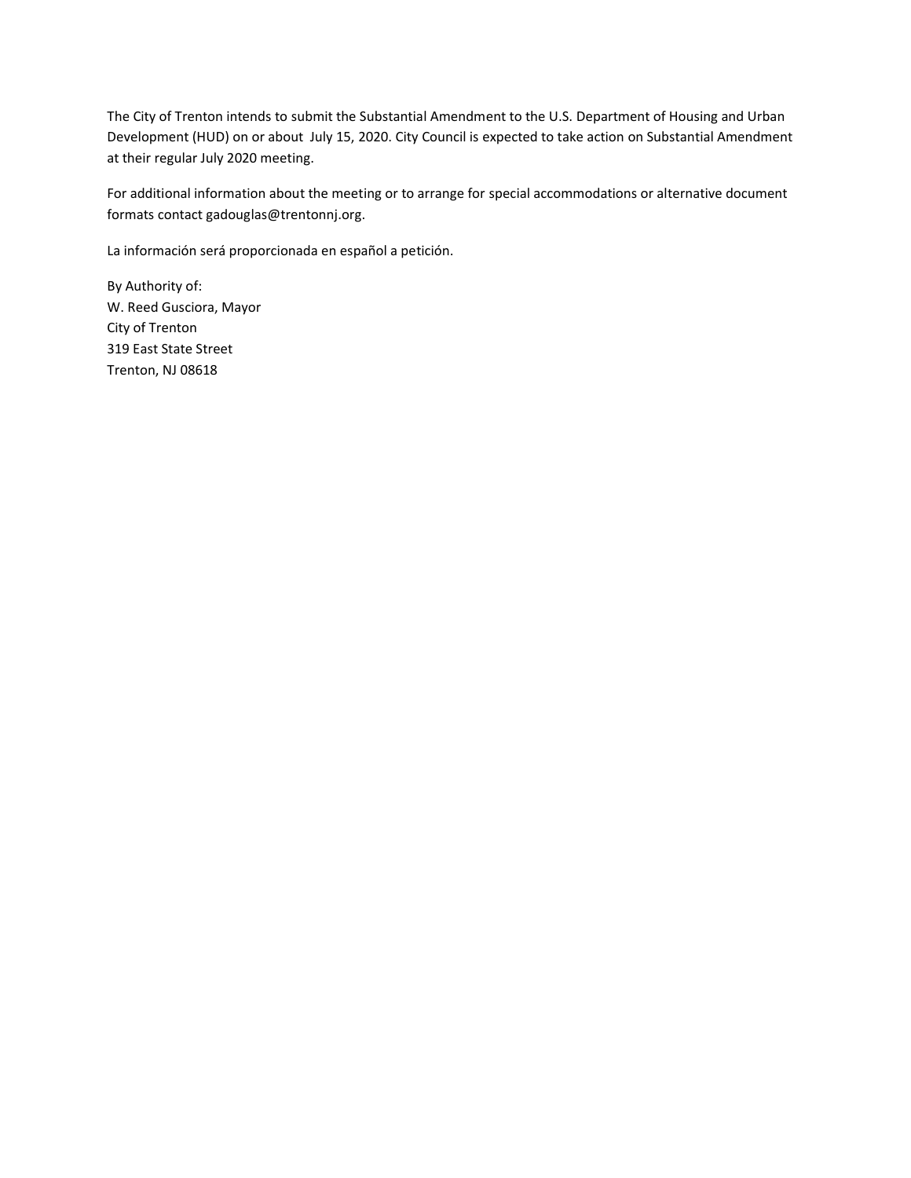The City of Trenton intends to submit the Substantial Amendment to the U.S. Department of Housing and Urban Development (HUD) on or about July 15, 2020. City Council is expected to take action on Substantial Amendment at their regular July 2020 meeting.

For additional information about the meeting or to arrange for special accommodations or alternative document formats contact gadouglas@trentonnj.org.

La información será proporcionada en español a petición.

By Authority of:
W. Reed Gusciora, Mayor
City of Trenton
319 East State Street
Trenton, NJ 08618